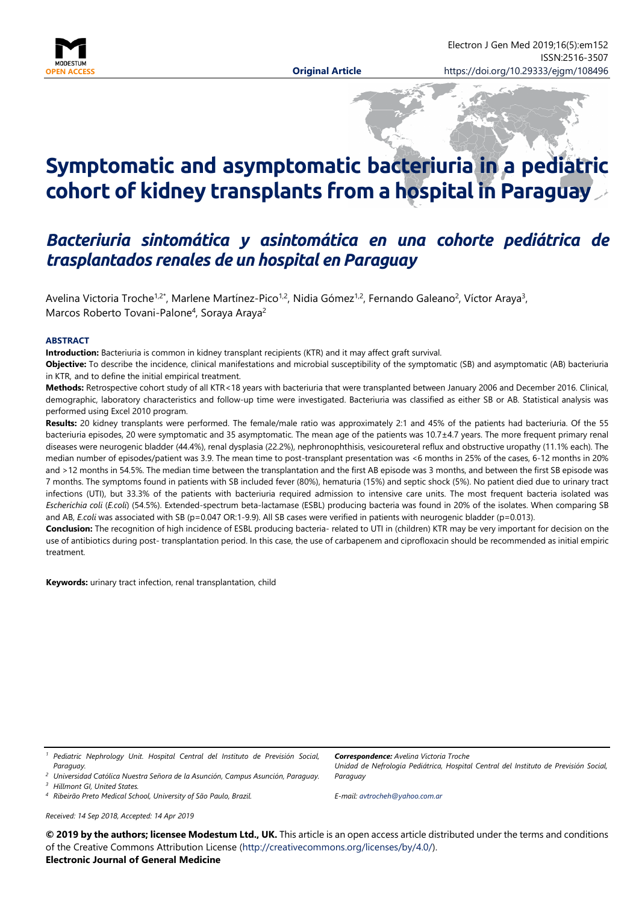# Symptomatic and asymptomatic bacteriuria in a pediatric cohort of kidney transplants from a hospital in Paraguay

## *Bacteriuria sintomática y asintomática en una cohorte pediátrica de trasplantados renales de un hospital en Paraguay*

Avelina Victoria Troche[1,2*], Marlene Martínez-Pico[1,2], Nidia Gómez[1,2], Fernando Galeano[2], Víctor Araya[3], Marcos Roberto Tovani-Palone[4], Soraya Araya[2]

**ABSTRACT**

**Introduction:** Bacteriuria is common in kidney transplant recipients (KTR) and it may affect graft survival.

**Objective:** To describe the incidence, clinical manifestations and microbial susceptibility of the symptomatic (SB) and asymptomatic (AB) bacteriuria in KTR, and to define the initial empirical treatment.

**Methods:** Retrospective cohort study of all KTR<18 years with bacteriuria that were transplanted between January 2006 and December 2016. Clinical, demographic, laboratory characteristics and follow-up time were investigated. Bacteriuria was classified as either SB or AB. Statistical analysis was performed using Excel 2010 program.

**Results:** 20 kidney transplants were performed. The female/male ratio was approximately 2:1 and 45% of the patients had bacteriuria. Of the 55 bacteriuria episodes, 20 were symptomatic and 35 asymptomatic. The mean age of the patients was 10.7±4.7 years. The more frequent primary renal diseases were neurogenic bladder (44.4%), renal dysplasia (22.2%), nephronophthisis, vesicoureteral reflux and obstructive uropathy (11.1% each). The median number of episodes/patient was 3.9. The mean time to post-transplant presentation was <6 months in 25% of the cases, 6-12 months in 20% and >12 months in 54.5%. The median time between the transplantation and the first AB episode was 3 months, and between the first SB episode was 7 months. The symptoms found in patients with SB included fever (80%), hematuria (15%) and septic shock (5%). No patient died due to urinary tract infections (UTI), but 33.3% of the patients with bacteriuria required admission to intensive care units. The most frequent bacteria isolated was *Escherichia coli* (*E.coli*) (54.5%). Extended-spectrum beta-lactamase (ESBL) producing bacteria was found in 20% of the isolates. When comparing SB and AB, *E.coli* was associated with SB (p=0.047 OR:1-9.9). All SB cases were verified in patients with neurogenic bladder (p=0.013).

**Conclusion:** The recognition of high incidence of ESBL producing bacteria- related to UTI in (children) KTR may be very important for decision on the use of antibiotics during post- transplantation period. In this case, the use of carbapenem and ciprofloxacin should be recommended as initial empiric treatment.

**Keywords:** urinary tract infection, renal transplantation, child

---

[1] *Pediatric Nephrology Unit. Hospital Central del Instituto de Previsión Social, Paraguay.*
[2] *Universidad Católica Nuestra Señora de la Asunción, Campus Asunción, Paraguay.*
[3] *Hillmont GI, United States.*
[4] *Ribeirão Preto Medical School, University of São Paulo, Brazil.*

***Correspondence:*** *Avelina Victoria Troche*
*Unidad de Nefrología Pediátrica, Hospital Central del Instituto de Previsión Social, Paraguay*

*E-mail: avtrocheh@yahoo.com.ar*

*Received: 14 Sep 2018, Accepted: 14 Apr 2019*

**© 2019 by the authors; licensee Modestum Ltd., UK.** This article is an open access article distributed under the terms and conditions of the Creative Commons Attribution License (http://creativecommons.org/licenses/by/4.0/).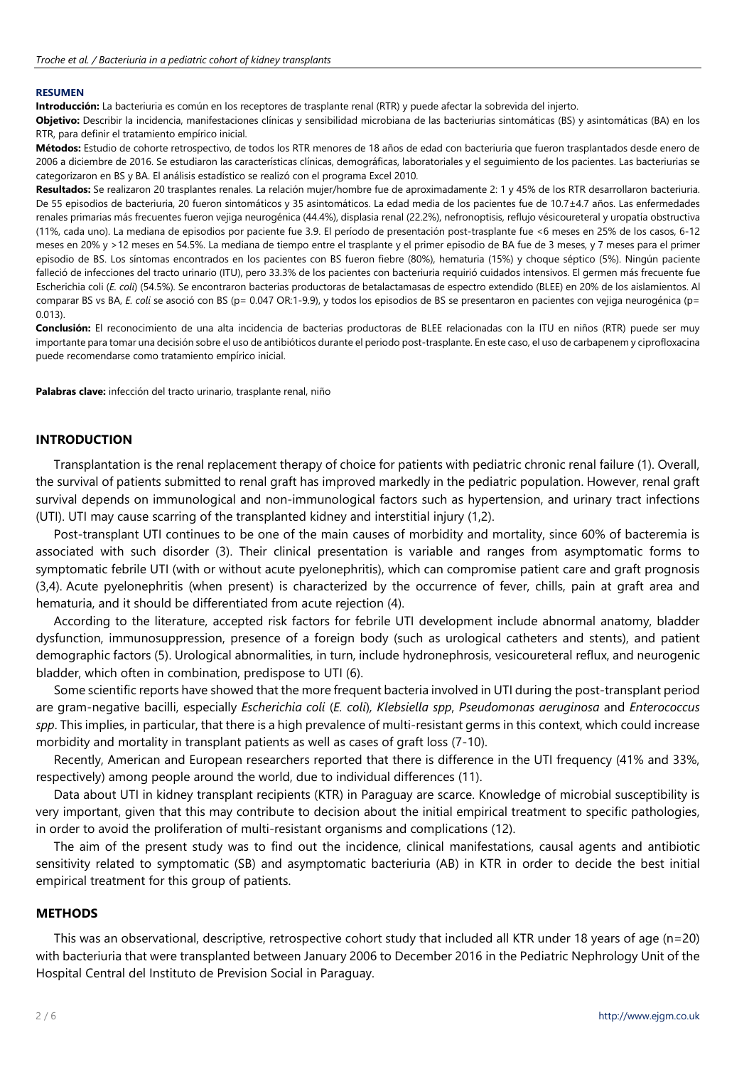**RESUMEN**

**Introducción:** La bacteriuria es común en los receptores de trasplante renal (RTR) y puede afectar la sobrevida del injerto.

**Objetivo:** Describir la incidencia, manifestaciones clínicas y sensibilidad microbiana de las bacteriurias sintomáticas (BS) y asintomáticas (BA) en los RTR, para definir el tratamiento empírico inicial.

**Métodos:** Estudio de cohorte retrospectivo, de todos los RTR menores de 18 años de edad con bacteriuria que fueron trasplantados desde enero de 2006 a diciembre de 2016. Se estudiaron las características clínicas, demográficas, laboratoriales y el seguimiento de los pacientes. Las bacteriurias se categorizaron en BS y BA. El análisis estadístico se realizó con el programa Excel 2010.

**Resultados:** Se realizaron 20 trasplantes renales. La relación mujer/hombre fue de aproximadamente 2: 1 y 45% de los RTR desarrollaron bacteriuria. De 55 episodios de bacteriuria, 20 fueron sintomáticos y 35 asintomáticos. La edad media de los pacientes fue de 10.7±4.7 años. Las enfermedades renales primarias más frecuentes fueron vejiga neurogénica (44.4%), displasia renal (22.2%), nefronoptisis, reflujo vésicoureteral y uropatía obstructiva (11%, cada uno). La mediana de episodios por paciente fue 3.9. El período de presentación post-trasplante fue <6 meses en 25% de los casos, 6-12 meses en 20% y >12 meses en 54.5%. La mediana de tiempo entre el trasplante y el primer episodio de BA fue de 3 meses, y 7 meses para el primer episodio de BS. Los síntomas encontrados en los pacientes con BS fueron fiebre (80%), hematuria (15%) y choque séptico (5%). Ningún paciente falleció de infecciones del tracto urinario (ITU), pero 33.3% de los pacientes con bacteriuria requirió cuidados intensivos. El germen más frecuente fue Escherichia coli (*E. coli*) (54.5%). Se encontraron bacterias productoras de betalactamasas de espectro extendido (BLEE) en 20% de los aislamientos. Al comparar BS vs BA, *E. coli* se asoció con BS (p= 0.047 OR:1-9.9), y todos los episodios de BS se presentaron en pacientes con vejiga neurogénica (p= 0.013).

**Conclusión:** El reconocimiento de una alta incidencia de bacterias productoras de BLEE relacionadas con la ITU en niños (RTR) puede ser muy importante para tomar una decisión sobre el uso de antibióticos durante el periodo post-trasplante. En este caso, el uso de carbapenem y ciprofloxacina puede recomendarse como tratamiento empírico inicial.

**Palabras clave:** infección del tracto urinario, trasplante renal, niño

## INTRODUCTION

Transplantation is the renal replacement therapy of choice for patients with pediatric chronic renal failure (1). Overall, the survival of patients submitted to renal graft has improved markedly in the pediatric population. However, renal graft survival depends on immunological and non-immunological factors such as hypertension, and urinary tract infections (UTI). UTI may cause scarring of the transplanted kidney and interstitial injury (1,2).

Post-transplant UTI continues to be one of the main causes of morbidity and mortality, since 60% of bacteremia is associated with such disorder (3). Their clinical presentation is variable and ranges from asymptomatic forms to symptomatic febrile UTI (with or without acute pyelonephritis), which can compromise patient care and graft prognosis (3,4). Acute pyelonephritis (when present) is characterized by the occurrence of fever, chills, pain at graft area and hematuria, and it should be differentiated from acute rejection (4).

According to the literature, accepted risk factors for febrile UTI development include abnormal anatomy, bladder dysfunction, immunosuppression, presence of a foreign body (such as urological catheters and stents), and patient demographic factors (5). Urological abnormalities, in turn, include hydronephrosis, vesicoureteral reflux, and neurogenic bladder, which often in combination, predispose to UTI (6).

Some scientific reports have showed that the more frequent bacteria involved in UTI during the post-transplant period are gram-negative bacilli, especially *Escherichia coli* (*E. coli*), *Klebsiella spp*, *Pseudomonas aeruginosa* and *Enterococcus spp*. This implies, in particular, that there is a high prevalence of multi-resistant germs in this context, which could increase morbidity and mortality in transplant patients as well as cases of graft loss (7-10).

Recently, American and European researchers reported that there is difference in the UTI frequency (41% and 33%, respectively) among people around the world, due to individual differences (11).

Data about UTI in kidney transplant recipients (KTR) in Paraguay are scarce. Knowledge of microbial susceptibility is very important, given that this may contribute to decision about the initial empirical treatment to specific pathologies, in order to avoid the proliferation of multi-resistant organisms and complications (12).

The aim of the present study was to find out the incidence, clinical manifestations, causal agents and antibiotic sensitivity related to symptomatic (SB) and asymptomatic bacteriuria (AB) in KTR in order to decide the best initial empirical treatment for this group of patients.

## METHODS

This was an observational, descriptive, retrospective cohort study that included all KTR under 18 years of age (n=20) with bacteriuria that were transplanted between January 2006 to December 2016 in the Pediatric Nephrology Unit of the Hospital Central del Instituto de Prevision Social in Paraguay.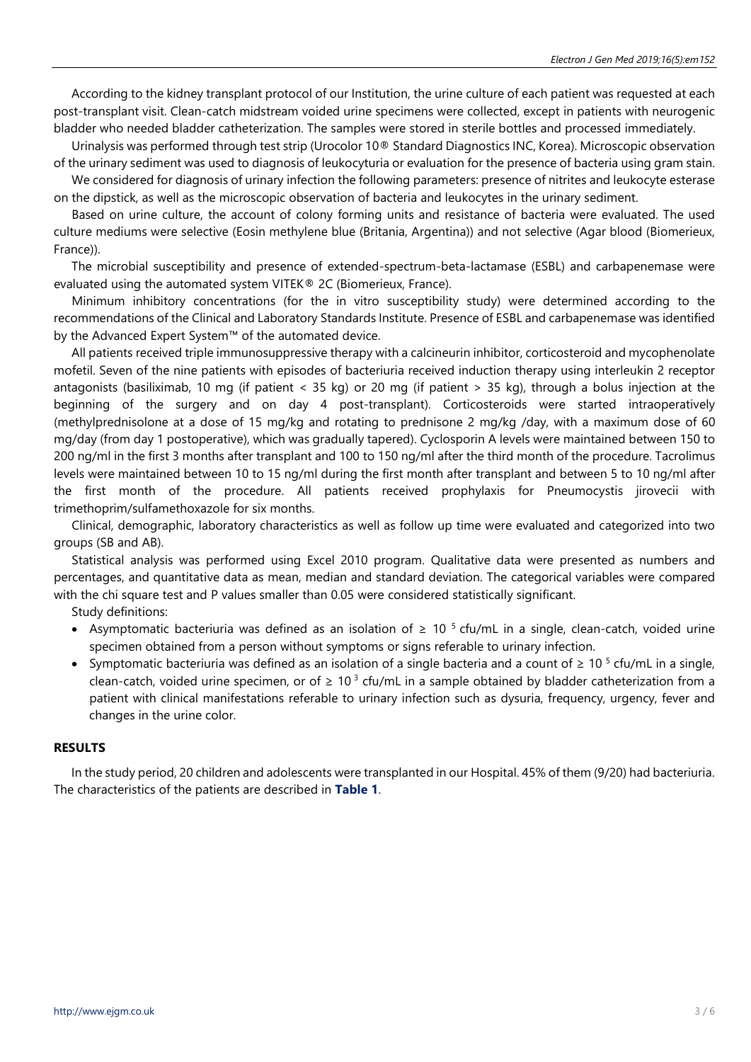According to the kidney transplant protocol of our Institution, the urine culture of each patient was requested at each post-transplant visit. Clean-catch midstream voided urine specimens were collected, except in patients with neurogenic bladder who needed bladder catheterization. The samples were stored in sterile bottles and processed immediately.

Urinalysis was performed through test strip (Urocolor 10® Standard Diagnostics INC, Korea). Microscopic observation of the urinary sediment was used to diagnosis of leukocyturia or evaluation for the presence of bacteria using gram stain.

We considered for diagnosis of urinary infection the following parameters: presence of nitrites and leukocyte esterase on the dipstick, as well as the microscopic observation of bacteria and leukocytes in the urinary sediment.

Based on urine culture, the account of colony forming units and resistance of bacteria were evaluated. The used culture mediums were selective (Eosin methylene blue (Britania, Argentina)) and not selective (Agar blood (Biomerieux, France)).

The microbial susceptibility and presence of extended-spectrum-beta-lactamase (ESBL) and carbapenemase were evaluated using the automated system VITEK® 2C (Biomerieux, France).

Minimum inhibitory concentrations (for the in vitro susceptibility study) were determined according to the recommendations of the Clinical and Laboratory Standards Institute. Presence of ESBL and carbapenemase was identified by the Advanced Expert System™ of the automated device.

All patients received triple immunosuppressive therapy with a calcineurin inhibitor, corticosteroid and mycophenolate mofetil. Seven of the nine patients with episodes of bacteriuria received induction therapy using interleukin 2 receptor antagonists (basiliximab, 10 mg (if patient < 35 kg) or 20 mg (if patient > 35 kg), through a bolus injection at the beginning of the surgery and on day 4 post-transplant). Corticosteroids were started intraoperatively (methylprednisolone at a dose of 15 mg/kg and rotating to prednisone 2 mg/kg /day, with a maximum dose of 60 mg/day (from day 1 postoperative), which was gradually tapered). Cyclosporin A levels were maintained between 150 to 200 ng/ml in the first 3 months after transplant and 100 to 150 ng/ml after the third month of the procedure. Tacrolimus levels were maintained between 10 to 15 ng/ml during the first month after transplant and between 5 to 10 ng/ml after the first month of the procedure. All patients received prophylaxis for Pneumocystis jirovecii with trimethoprim/sulfamethoxazole for six months.

Clinical, demographic, laboratory characteristics as well as follow up time were evaluated and categorized into two groups (SB and AB).

Statistical analysis was performed using Excel 2010 program. Qualitative data were presented as numbers and percentages, and quantitative data as mean, median and standard deviation. The categorical variables were compared with the chi square test and P values smaller than 0.05 were considered statistically significant.

Study definitions:

- Asymptomatic bacteriuria was defined as an isolation of $\geq 10^5$ cfu/mL in a single, clean-catch, voided urine specimen obtained from a person without symptoms or signs referable to urinary infection.
- Symptomatic bacteriuria was defined as an isolation of a single bacteria and a count of $\geq 10^5$ cfu/mL in a single, clean-catch, voided urine specimen, or of $\geq 10^3$ cfu/mL in a sample obtained by bladder catheterization from a patient with clinical manifestations referable to urinary infection such as dysuria, frequency, urgency, fever and changes in the urine color.

## RESULTS

In the study period, 20 children and adolescents were transplanted in our Hospital. 45% of them (9/20) had bacteriuria. The characteristics of the patients are described in **Table 1**.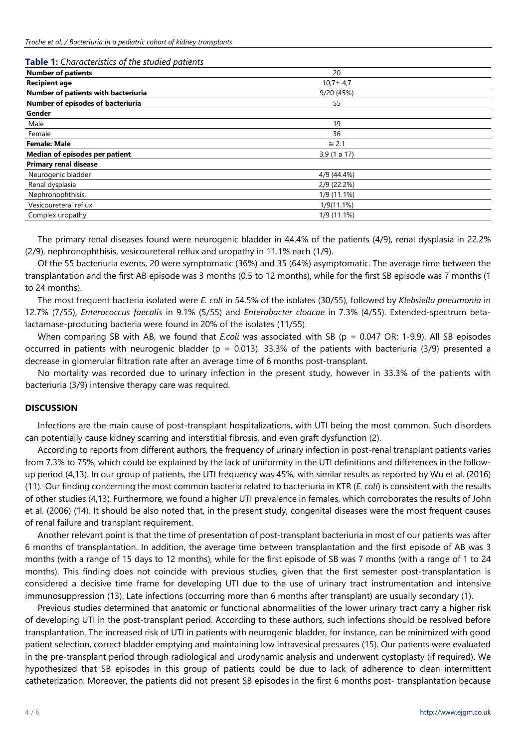**Table 1:** *Characteristics of the studied patients*

| **Number of patients** | 20 |
|---|---|
| **Recipient age** | 10,7± 4,7 |
| **Number of patients with bacteriuria** | 9/20 (45%) |
| **Number of episodes of bacteriuria** | 55 |
| **Gender** | |
| Male | 19 |
| Female | 36 |
| **Female: Male** | ≅ 2:1 |
| **Median of episodes per patient** | 3,9 (1 a 17) |
| **Primary renal disease** | |
| Neurogenic bladder | 4/9 (44.4%) |
| Renal dysplasia | 2/9 (22.2%) |
| Nephronophthisis, | 1/9 (11.1%) |
| Vesicoureteral reflux | 1/9(11.1%) |
| Complex uropathy | 1/9 (11.1%) |

The primary renal diseases found were neurogenic bladder in 44.4% of the patients (4/9), renal dysplasia in 22.2% (2/9), nephronophthisis, vesicoureteral reflux and uropathy in 11.1% each (1/9).

Of the 55 bacteriuria events, 20 were symptomatic (36%) and 35 (64%) asymptomatic. The average time between the transplantation and the first AB episode was 3 months (0.5 to 12 months), while for the first SB episode was 7 months (1 to 24 months).

The most frequent bacteria isolated were *E. coli* in 54.5% of the isolates (30/55), followed by *Klebsiella pneumonia* in 12.7% (7/55), *Enterococcus faecalis* in 9.1% (5/55) and *Enterobacter cloacae* in 7.3% (4/55). Extended-spectrum beta-lactamase-producing bacteria were found in 20% of the isolates (11/55).

When comparing SB with AB, we found that *E.coli* was associated with SB ($p = 0.047$ OR: 1-9.9). All SB episodes occurred in patients with neurogenic bladder ($p = 0.013$). 33.3% of the patients with bacteriuria (3/9) presented a decrease in glomerular filtration rate after an average time of 6 months post-transplant.

No mortality was recorded due to urinary infection in the present study, however in 33.3% of the patients with bacteriuria (3/9) intensive therapy care was required.

## DISCUSSION

Infections are the main cause of post-transplant hospitalizations, with UTI being the most common. Such disorders can potentially cause kidney scarring and interstitial fibrosis, and even graft dysfunction (2).

According to reports from different authors, the frequency of urinary infection in post-renal transplant patients varies from 7.3% to 75%, which could be explained by the lack of uniformity in the UTI definitions and differences in the follow-up period (4,13). In our group of patients, the UTI frequency was 45%, with similar results as reported by Wu et al. (2016) (11). Our finding concerning the most common bacteria related to bacteriuria in KTR (*E. coli*) is consistent with the results of other studies (4,13). Furthermore, we found a higher UTI prevalence in females, which corroborates the results of John et al. (2006) (14). It should be also noted that, in the present study, congenital diseases were the most frequent causes of renal failure and transplant requirement.

Another relevant point is that the time of presentation of post-transplant bacteriuria in most of our patients was after 6 months of transplantation. In addition, the average time between transplantation and the first episode of AB was 3 months (with a range of 15 days to 12 months), while for the first episode of SB was 7 months (with a range of 1 to 24 months). This finding does not coincide with previous studies, given that the first semester post-transplantation is considered a decisive time frame for developing UTI due to the use of urinary tract instrumentation and intensive immunosuppression (13). Late infections (occurring more than 6 months after transplant) are usually secondary (1).

Previous studies determined that anatomic or functional abnormalities of the lower urinary tract carry a higher risk of developing UTI in the post-transplant period. According to these authors, such infections should be resolved before transplantation. The increased risk of UTI in patients with neurogenic bladder, for instance, can be minimized with good patient selection, correct bladder emptying and maintaining low intravesical pressures (15). Our patients were evaluated in the pre-transplant period through radiological and urodynamic analysis and underwent cystoplasty (if required). We hypothesized that SB episodes in this group of patients could be due to lack of adherence to clean intermittent catheterization. Moreover, the patients did not present SB episodes in the first 6 months post- transplantation because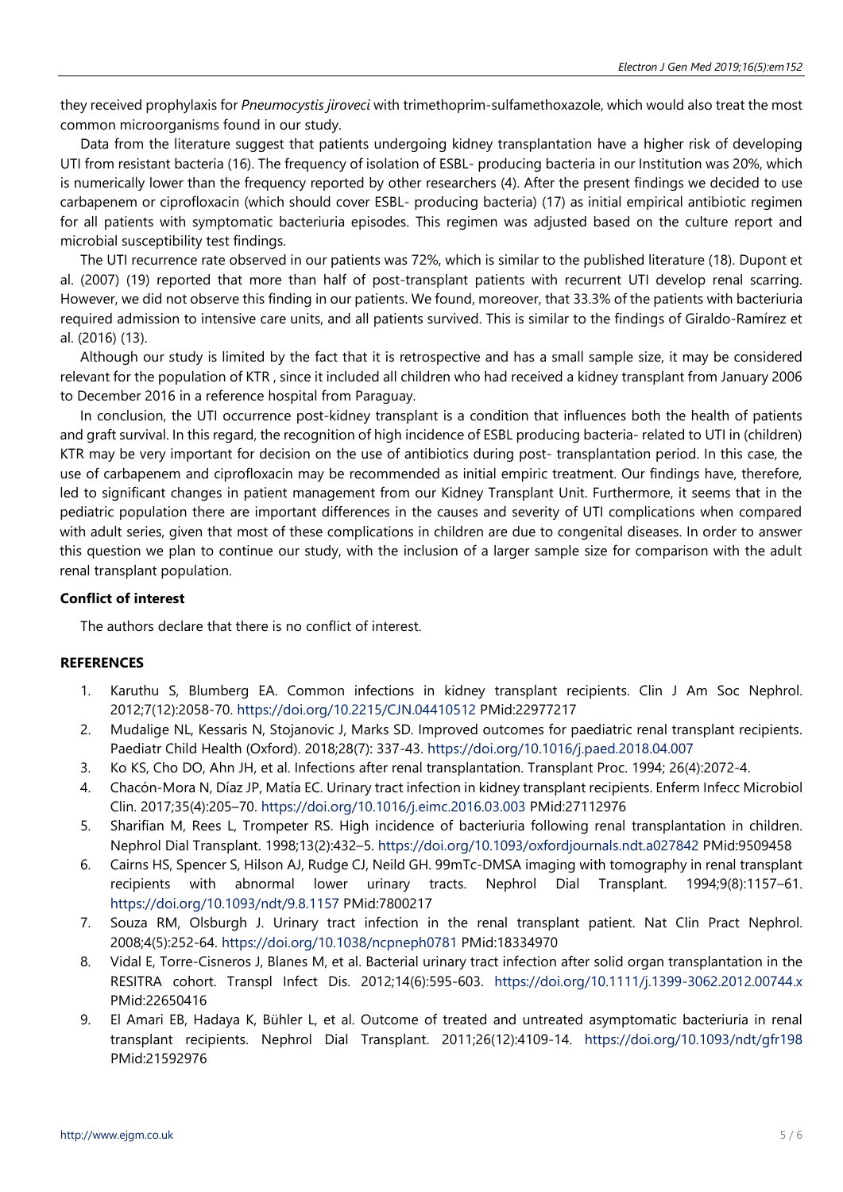they received prophylaxis for *Pneumocystis jiroveci* with trimethoprim-sulfamethoxazole, which would also treat the most common microorganisms found in our study.

Data from the literature suggest that patients undergoing kidney transplantation have a higher risk of developing UTI from resistant bacteria (16). The frequency of isolation of ESBL- producing bacteria in our Institution was 20%, which is numerically lower than the frequency reported by other researchers (4). After the present findings we decided to use carbapenem or ciprofloxacin (which should cover ESBL- producing bacteria) (17) as initial empirical antibiotic regimen for all patients with symptomatic bacteriuria episodes. This regimen was adjusted based on the culture report and microbial susceptibility test findings.

The UTI recurrence rate observed in our patients was 72%, which is similar to the published literature (18). Dupont et al. (2007) (19) reported that more than half of post-transplant patients with recurrent UTI develop renal scarring. However, we did not observe this finding in our patients. We found, moreover, that 33.3% of the patients with bacteriuria required admission to intensive care units, and all patients survived. This is similar to the findings of Giraldo-Ramírez et al. (2016) (13).

Although our study is limited by the fact that it is retrospective and has a small sample size, it may be considered relevant for the population of KTR , since it included all children who had received a kidney transplant from January 2006 to December 2016 in a reference hospital from Paraguay.

In conclusion, the UTI occurrence post-kidney transplant is a condition that influences both the health of patients and graft survival. In this regard, the recognition of high incidence of ESBL producing bacteria- related to UTI in (children) KTR may be very important for decision on the use of antibiotics during post- transplantation period. In this case, the use of carbapenem and ciprofloxacin may be recommended as initial empiric treatment. Our findings have, therefore, led to significant changes in patient management from our Kidney Transplant Unit. Furthermore, it seems that in the pediatric population there are important differences in the causes and severity of UTI complications when compared with adult series, given that most of these complications in children are due to congenital diseases. In order to answer this question we plan to continue our study, with the inclusion of a larger sample size for comparison with the adult renal transplant population.

**Conflict of interest**

The authors declare that there is no conflict of interest.

**REFERENCES**

1. Karuthu S, Blumberg EA. Common infections in kidney transplant recipients. Clin J Am Soc Nephrol. 2012;7(12):2058-70. https://doi.org/10.2215/CJN.04410512 PMid:22977217
2. Mudalige NL, Kessaris N, Stojanovic J, Marks SD. Improved outcomes for paediatric renal transplant recipients. Paediatr Child Health (Oxford). 2018;28(7): 337-43. https://doi.org/10.1016/j.paed.2018.04.007
3. Ko KS, Cho DO, Ahn JH, et al. Infections after renal transplantation. Transplant Proc. 1994; 26(4):2072-4.
4. Chacón-Mora N, Díaz JP, Matía EC. Urinary tract infection in kidney transplant recipients. Enferm Infecc Microbiol Clin. 2017;35(4):205–70. https://doi.org/10.1016/j.eimc.2016.03.003 PMid:27112976
5. Sharifian M, Rees L, Trompeter RS. High incidence of bacteriuria following renal transplantation in children. Nephrol Dial Transplant. 1998;13(2):432–5. https://doi.org/10.1093/oxfordjournals.ndt.a027842 PMid:9509458
6. Cairns HS, Spencer S, Hilson AJ, Rudge CJ, Neild GH. 99mTc-DMSA imaging with tomography in renal transplant recipients with abnormal lower urinary tracts. Nephrol Dial Transplant. 1994;9(8):1157–61. https://doi.org/10.1093/ndt/9.8.1157 PMid:7800217
7. Souza RM, Olsburgh J. Urinary tract infection in the renal transplant patient. Nat Clin Pract Nephrol. 2008;4(5):252-64. https://doi.org/10.1038/ncpneph0781 PMid:18334970
8. Vidal E, Torre-Cisneros J, Blanes M, et al. Bacterial urinary tract infection after solid organ transplantation in the RESITRA cohort. Transpl Infect Dis. 2012;14(6):595-603. https://doi.org/10.1111/j.1399-3062.2012.00744.x PMid:22650416
9. El Amari EB, Hadaya K, Bühler L, et al. Outcome of treated and untreated asymptomatic bacteriuria in renal transplant recipients. Nephrol Dial Transplant. 2011;26(12):4109-14. https://doi.org/10.1093/ndt/gfr198 PMid:21592976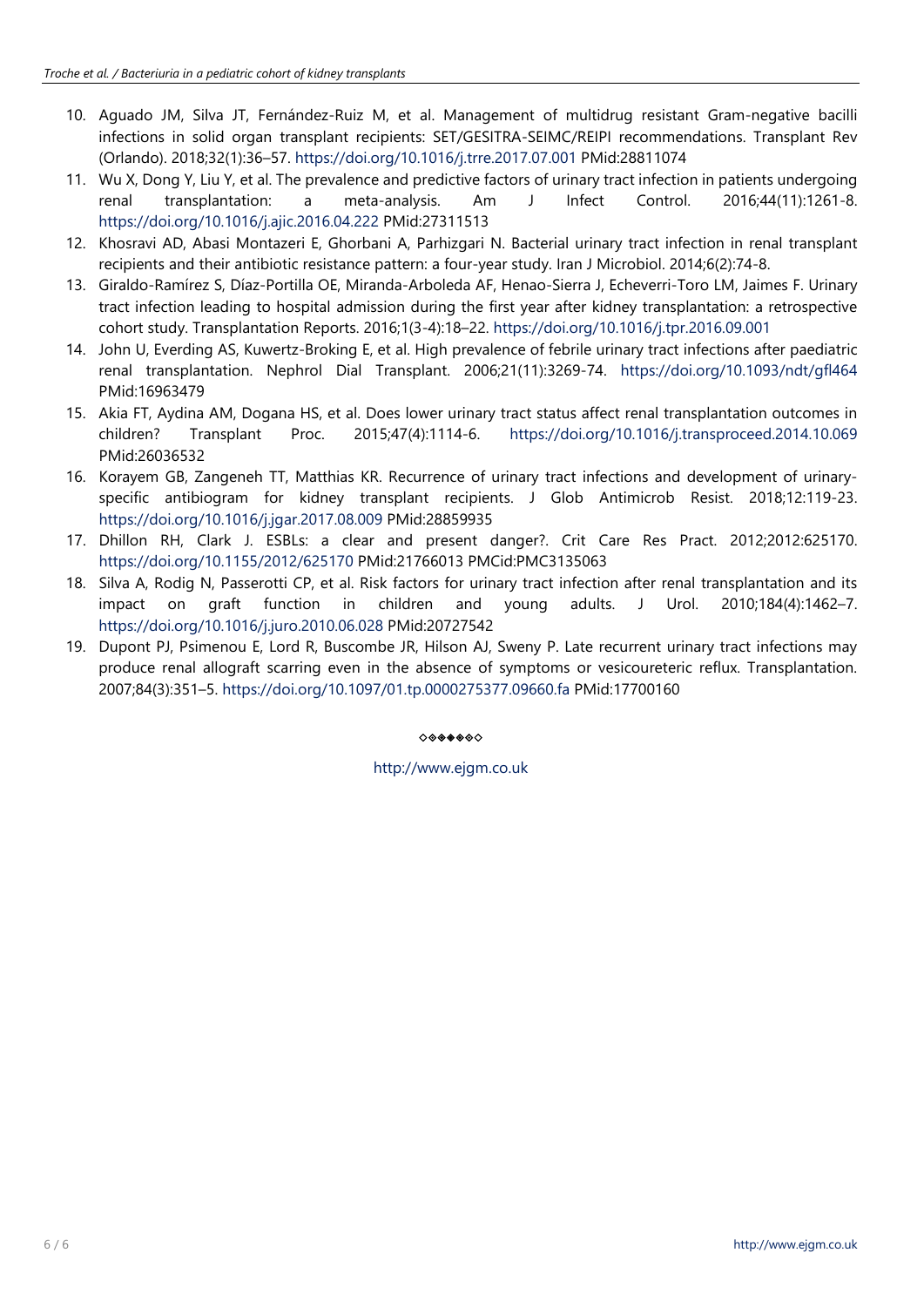10. Aguado JM, Silva JT, Fernández-Ruiz M, et al. Management of multidrug resistant Gram-negative bacilli infections in solid organ transplant recipients: SET/GESITRA-SEIMC/REIPI recommendations. Transplant Rev (Orlando). 2018;32(1):36–57. https://doi.org/10.1016/j.trre.2017.07.001 PMid:28811074
11. Wu X, Dong Y, Liu Y, et al. The prevalence and predictive factors of urinary tract infection in patients undergoing renal transplantation: a meta-analysis. Am J Infect Control. 2016;44(11):1261-8. https://doi.org/10.1016/j.ajic.2016.04.222 PMid:27311513
12. Khosravi AD, Abasi Montazeri E, Ghorbani A, Parhizgari N. Bacterial urinary tract infection in renal transplant recipients and their antibiotic resistance pattern: a four-year study. Iran J Microbiol. 2014;6(2):74-8.
13. Giraldo-Ramírez S, Díaz-Portilla OE, Miranda-Arboleda AF, Henao-Sierra J, Echeverri-Toro LM, Jaimes F. Urinary tract infection leading to hospital admission during the first year after kidney transplantation: a retrospective cohort study. Transplantation Reports. 2016;1(3-4):18–22. https://doi.org/10.1016/j.tpr.2016.09.001
14. John U, Everding AS, Kuwertz-Broking E, et al. High prevalence of febrile urinary tract infections after paediatric renal transplantation. Nephrol Dial Transplant. 2006;21(11):3269-74. https://doi.org/10.1093/ndt/gfl464 PMid:16963479
15. Akia FT, Aydina AM, Dogana HS, et al. Does lower urinary tract status affect renal transplantation outcomes in children? Transplant Proc. 2015;47(4):1114-6. https://doi.org/10.1016/j.transproceed.2014.10.069 PMid:26036532
16. Korayem GB, Zangeneh TT, Matthias KR. Recurrence of urinary tract infections and development of urinary-specific antibiogram for kidney transplant recipients. J Glob Antimicrob Resist. 2018;12:119-23. https://doi.org/10.1016/j.jgar.2017.08.009 PMid:28859935
17. Dhillon RH, Clark J. ESBLs: a clear and present danger?. Crit Care Res Pract. 2012;2012:625170. https://doi.org/10.1155/2012/625170 PMid:21766013 PMCid:PMC3135063
18. Silva A, Rodig N, Passerotti CP, et al. Risk factors for urinary tract infection after renal transplantation and its impact on graft function in children and young adults. J Urol. 2010;184(4):1462–7. https://doi.org/10.1016/j.juro.2010.06.028 PMid:20727542
19. Dupont PJ, Psimenou E, Lord R, Buscombe JR, Hilson AJ, Sweny P. Late recurrent urinary tract infections may produce renal allograft scarring even in the absence of symptoms or vesicoureteric reflux. Transplantation. 2007;84(3):351–5. https://doi.org/10.1097/01.tp.0000275377.09660.fa PMid:17700160

◇◈◈◆◈◈◇

http://www.ejgm.co.uk